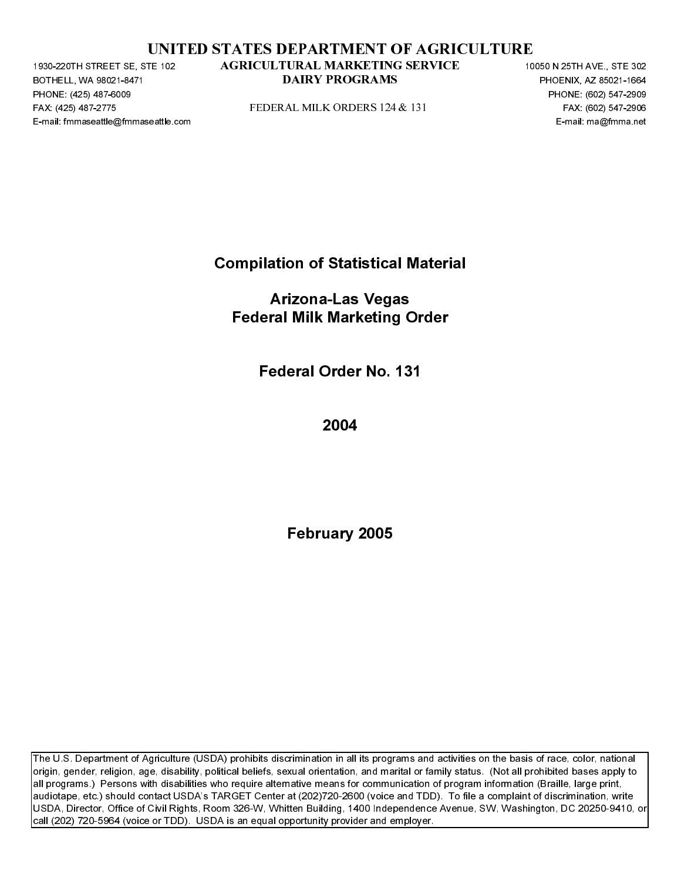# UNITED STATES DEPARTMENT OF AGRICULTURE

1930-220TH STREET SE, STE 102
BOTHELL, WA 98021-8471
PHONE: (425) 487-6009
FAX: (425) 487-2775
E-mail: fmmaseattle@fmmaseattle.com

**AGRICULTURAL MARKETING SERVICE**
**DAIRY PROGRAMS**

FEDERAL MILK ORDERS 124 & 131

10050 N 25TH AVE., STE 302
PHOENIX, AZ 85021-1664
PHONE: (602) 547-2909
FAX: (602) 547-2906
E-mail: ma@fmma.net

## Compilation of Statistical Material

## Arizona-Las Vegas
## Federal Milk Marketing Order

## Federal Order No. 131

## 2004

## February 2005

The U.S. Department of Agriculture (USDA) prohibits discrimination in all its programs and activities on the basis of race, color, national origin, gender, religion, age, disability, political beliefs, sexual orientation, and marital or family status. (Not all prohibited bases apply to all programs.) Persons with disabilities who require alternative means for communication of program information (Braille, large print, audiotape, etc.) should contact USDA's TARGET Center at (202)720-2600 (voice and TDD). To file a complaint of discrimination, write USDA, Director, Office of Civil Rights, Room 326-W, Whitten Building, 1400 Independence Avenue, SW, Washington, DC 20250-9410, or call (202) 720-5964 (voice or TDD). USDA is an equal opportunity provider and employer.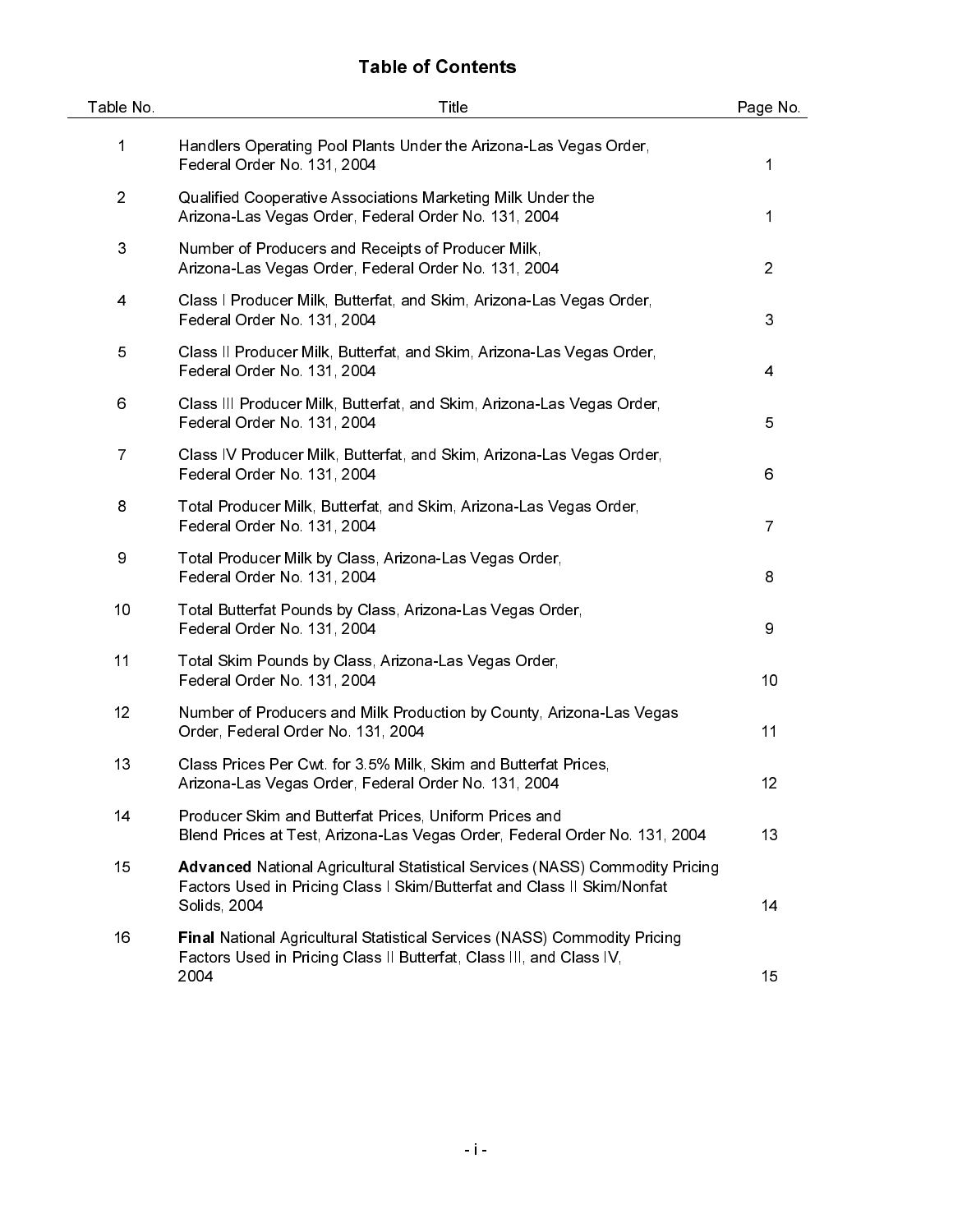# Table of Contents

| Table No. | Title | Page No. |
|---|---|---|
| 1 | Handlers Operating Pool Plants Under the Arizona-Las Vegas Order, Federal Order No. 131, 2004 | 1 |
| 2 | Qualified Cooperative Associations Marketing Milk Under the Arizona-Las Vegas Order, Federal Order No. 131, 2004 | 1 |
| 3 | Number of Producers and Receipts of Producer Milk, Arizona-Las Vegas Order, Federal Order No. 131, 2004 | 2 |
| 4 | Class I Producer Milk, Butterfat, and Skim, Arizona-Las Vegas Order, Federal Order No. 131, 2004 | 3 |
| 5 | Class II Producer Milk, Butterfat, and Skim, Arizona-Las Vegas Order, Federal Order No. 131, 2004 | 4 |
| 6 | Class III Producer Milk, Butterfat, and Skim, Arizona-Las Vegas Order, Federal Order No. 131, 2004 | 5 |
| 7 | Class IV Producer Milk, Butterfat, and Skim, Arizona-Las Vegas Order, Federal Order No. 131, 2004 | 6 |
| 8 | Total Producer Milk, Butterfat, and Skim, Arizona-Las Vegas Order, Federal Order No. 131, 2004 | 7 |
| 9 | Total Producer Milk by Class, Arizona-Las Vegas Order, Federal Order No. 131, 2004 | 8 |
| 10 | Total Butterfat Pounds by Class, Arizona-Las Vegas Order, Federal Order No. 131, 2004 | 9 |
| 11 | Total Skim Pounds by Class, Arizona-Las Vegas Order, Federal Order No. 131, 2004 | 10 |
| 12 | Number of Producers and Milk Production by County, Arizona-Las Vegas Order, Federal Order No. 131, 2004 | 11 |
| 13 | Class Prices Per Cwt. for 3.5% Milk, Skim and Butterfat Prices, Arizona-Las Vegas Order, Federal Order No. 131, 2004 | 12 |
| 14 | Producer Skim and Butterfat Prices, Uniform Prices and Blend Prices at Test, Arizona-Las Vegas Order, Federal Order No. 131, 2004 | 13 |
| 15 | **Advanced** National Agricultural Statistical Services (NASS) Commodity Pricing Factors Used in Pricing Class I Skim/Butterfat and Class II Skim/Nonfat Solids, 2004 | 14 |
| 16 | **Final** National Agricultural Statistical Services (NASS) Commodity Pricing Factors Used in Pricing Class II Butterfat, Class III, and Class IV, 2004 | 15 |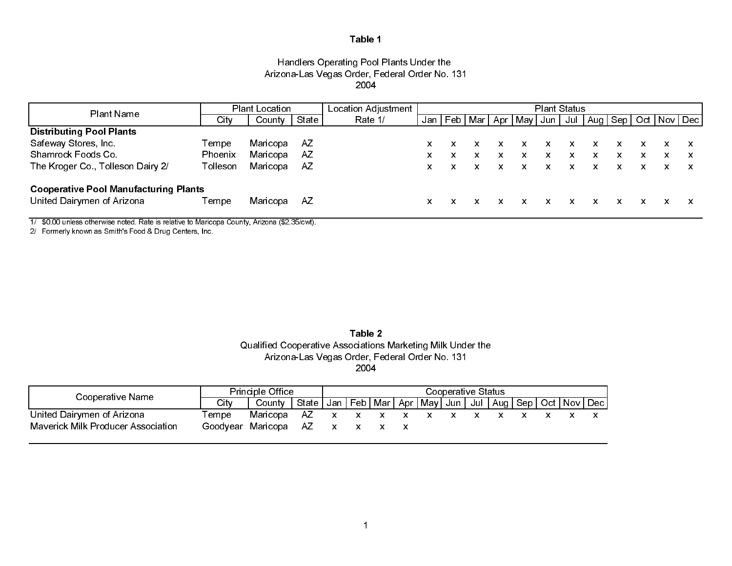**Table 1**

Handlers Operating Pool Plants Under the
Arizona-Las Vegas Order, Federal Order No. 131
2004

| Plant Name | Plant Location | | | Location Adjustment | Plant Status | | | | | | | | | | | |
|---|---|---|---|---|---|---|---|---|---|---|---|---|---|---|---|---|
| | City | County | State | Rate 1/ | Jan | Feb | Mar | Apr | May | Jun | Jul | Aug | Sep | Oct | Nov | Dec |
| **Distributing Pool Plants** | | | | | | | | | | | | | | | | |
| Safeway Stores, Inc. | Tempe | Maricopa | AZ | | x | x | x | x | x | x | x | x | x | x | x | x |
| Shamrock Foods Co. | Phoenix | Maricopa | AZ | | x | x | x | x | x | x | x | x | x | x | x | x |
| The Kroger Co., Tolleson Dairy 2/ | Tolleson | Maricopa | AZ | | x | x | x | x | x | x | x | x | x | x | x | x |
| **Cooperative Pool Manufacturing Plants** | | | | | | | | | | | | | | | | |
| United Dairymen of Arizona | Tempe | Maricopa | AZ | | x | x | x | x | x | x | x | x | x | x | x | x |

1/ $0.00 unless otherwise noted. Rate is relative to Maricopa County, Arizona ($2.35/cwt).
2/ Formerly known as Smith's Food & Drug Centers, Inc.

**Table 2**

Qualified Cooperative Associations Marketing Milk Under the
Arizona-Las Vegas Order, Federal Order No. 131
2004

| Cooperative Name | Principle Office | | | Cooperative Status | | | | | | | | | | | |
|---|---|---|---|---|---|---|---|---|---|---|---|---|---|---|---|
| | City | County | State | Jan | Feb | Mar | Apr | May | Jun | Jul | Aug | Sep | Oct | Nov | Dec |
| United Dairymen of Arizona | Tempe | Maricopa | AZ | x | x | x | x | x | x | x | x | x | x | x | x |
| Maverick Milk Producer Association | Goodyear | Maricopa | AZ | x | x | x | x | | | | | | | | |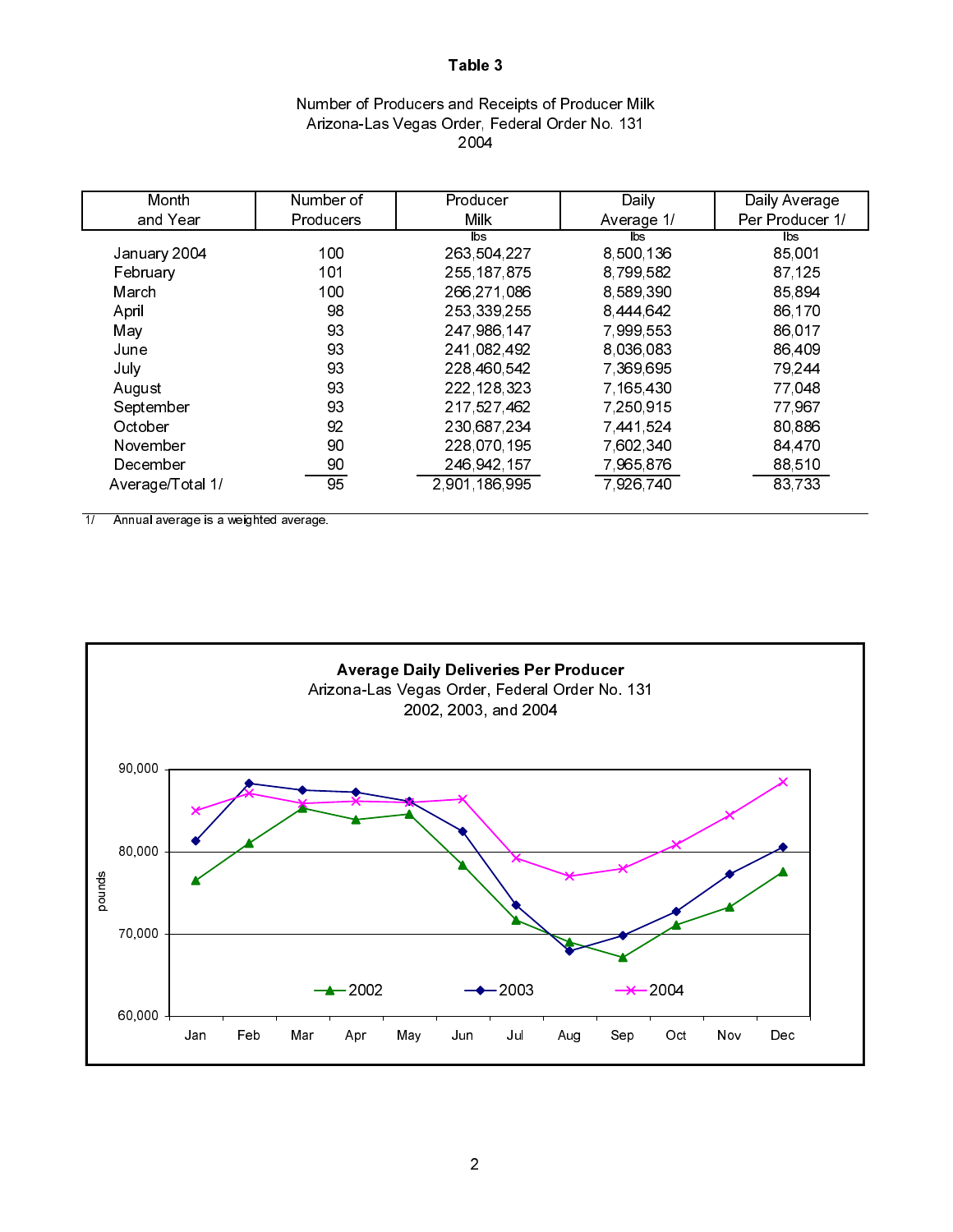# Table 3

Number of Producers and Receipts of Producer Milk
Arizona-Las Vegas Order, Federal Order No. 131
2004

| Month and Year | Number of Producers | Producer Milk | Daily Average 1/ | Daily Average Per Producer 1/ |
|---|---|---|---|---|
| | | lbs | lbs | lbs |
| January 2004 | 100 | 263,504,227 | 8,500,136 | 85,001 |
| February | 101 | 255,187,875 | 8,799,582 | 87,125 |
| March | 100 | 266,271,086 | 8,589,390 | 85,894 |
| April | 98 | 253,339,255 | 8,444,642 | 86,170 |
| May | 93 | 247,986,147 | 7,999,553 | 86,017 |
| June | 93 | 241,082,492 | 8,036,083 | 86,409 |
| July | 93 | 228,460,542 | 7,369,695 | 79,244 |
| August | 93 | 222,128,323 | 7,165,430 | 77,048 |
| September | 93 | 217,527,462 | 7,250,915 | 77,967 |
| October | 92 | 230,687,234 | 7,441,524 | 80,886 |
| November | 90 | 228,070,195 | 7,602,340 | 84,470 |
| December | 90 | 246,942,157 | 7,965,876 | 88,510 |
| Average/Total 1/ | 95 | 2,901,186,995 | 7,926,740 | 83,733 |

1/ Annual average is a weighted average.

**Average Daily Deliveries Per Producer**
Arizona-Las Vegas Order, Federal Order No. 131
2002, 2003, and 2004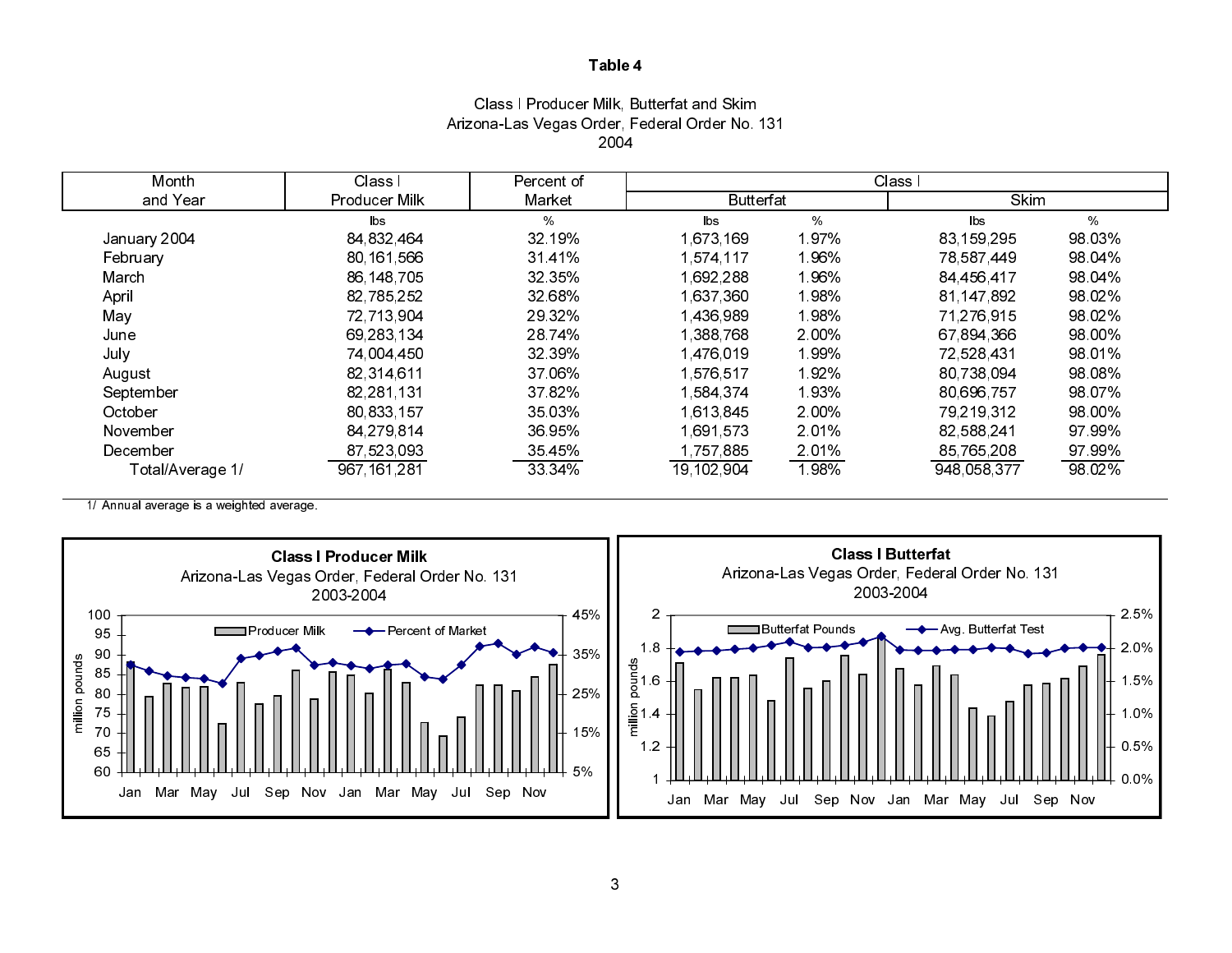# Table 4

Class I Producer Milk, Butterfat and Skim
Arizona-Las Vegas Order, Federal Order No. 131
2004

| Month and Year | Class I Producer Milk | Percent of Market | Class I Butterfat | | Class I Skim | |
|---|---|---|---|---|---|---|
| | lbs | % | lbs | % | lbs | % |
| January 2004 | 84,832,464 | 32.19% | 1,673,169 | 1.97% | 83,159,295 | 98.03% |
| February | 80,161,566 | 31.41% | 1,574,117 | 1.96% | 78,587,449 | 98.04% |
| March | 86,148,705 | 32.35% | 1,692,288 | 1.96% | 84,456,417 | 98.04% |
| April | 82,785,252 | 32.68% | 1,637,360 | 1.98% | 81,147,892 | 98.02% |
| May | 72,713,904 | 29.32% | 1,436,989 | 1.98% | 71,276,915 | 98.02% |
| June | 69,283,134 | 28.74% | 1,388,768 | 2.00% | 67,894,366 | 98.00% |
| July | 74,004,450 | 32.39% | 1,476,019 | 1.99% | 72,528,431 | 98.01% |
| August | 82,314,611 | 37.06% | 1,576,517 | 1.92% | 80,738,094 | 98.08% |
| September | 82,281,131 | 37.82% | 1,584,374 | 1.93% | 80,696,757 | 98.07% |
| October | 80,833,157 | 35.03% | 1,613,845 | 2.00% | 79,219,312 | 98.00% |
| November | 84,279,814 | 36.95% | 1,691,573 | 2.01% | 82,588,241 | 97.99% |
| December | 87,523,093 | 35.45% | 1,757,885 | 2.01% | 85,765,208 | 97.99% |
| Total/Average 1/ | 967,161,281 | 33.34% | 19,102,904 | 1.98% | 948,058,377 | 98.02% |

1/ Annual average is a weighted average.

**Class I Producer Milk**
Arizona-Las Vegas Order, Federal Order No. 131
2003-2004

**Class I Butterfat**
Arizona-Las Vegas Order, Federal Order No. 131
2003-2004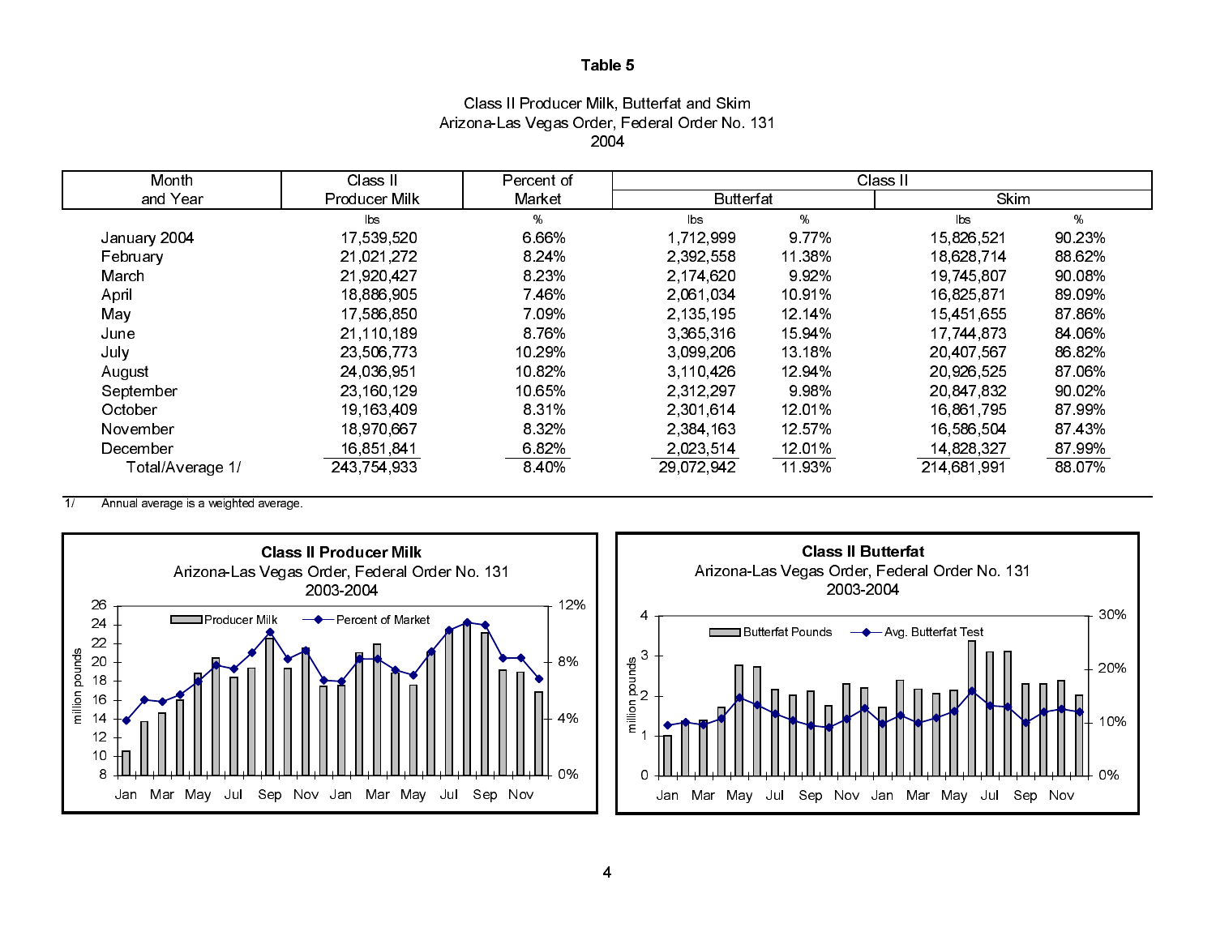# Table 5

## Class II Producer Milk, Butterfat and Skim
## Arizona-Las Vegas Order, Federal Order No. 131
## 2004

| Month and Year | Class II Producer Milk | Percent of Market | Class II Butterfat | | Class II Skim | |
|---|---|---|---|---|---|---|
| | lbs | % | lbs | % | lbs | % |
| January 2004 | 17,539,520 | 6.66% | 1,712,999 | 9.77% | 15,826,521 | 90.23% |
| February | 21,021,272 | 8.24% | 2,392,558 | 11.38% | 18,628,714 | 88.62% |
| March | 21,920,427 | 8.23% | 2,174,620 | 9.92% | 19,745,807 | 90.08% |
| April | 18,886,905 | 7.46% | 2,061,034 | 10.91% | 16,825,871 | 89.09% |
| May | 17,586,850 | 7.09% | 2,135,195 | 12.14% | 15,451,655 | 87.86% |
| June | 21,110,189 | 8.76% | 3,365,316 | 15.94% | 17,744,873 | 84.06% |
| July | 23,506,773 | 10.29% | 3,099,206 | 13.18% | 20,407,567 | 86.82% |
| August | 24,036,951 | 10.82% | 3,110,426 | 12.94% | 20,926,525 | 87.06% |
| September | 23,160,129 | 10.65% | 2,312,297 | 9.98% | 20,847,832 | 90.02% |
| October | 19,163,409 | 8.31% | 2,301,614 | 12.01% | 16,861,795 | 87.99% |
| November | 18,970,667 | 8.32% | 2,384,163 | 12.57% | 16,586,504 | 87.43% |
| December | 16,851,841 | 6.82% | 2,023,514 | 12.01% | 14,828,327 | 87.99% |
| Total/Average 1/ | 243,754,933 | 8.40% | 29,072,942 | 11.93% | 214,681,991 | 88.07% |

1/ Annual average is a weighted average.

**Class II Producer Milk**
Arizona-Las Vegas Order, Federal Order No. 131
2003-2004

**Class II Butterfat**
Arizona-Las Vegas Order, Federal Order No. 131
2003-2004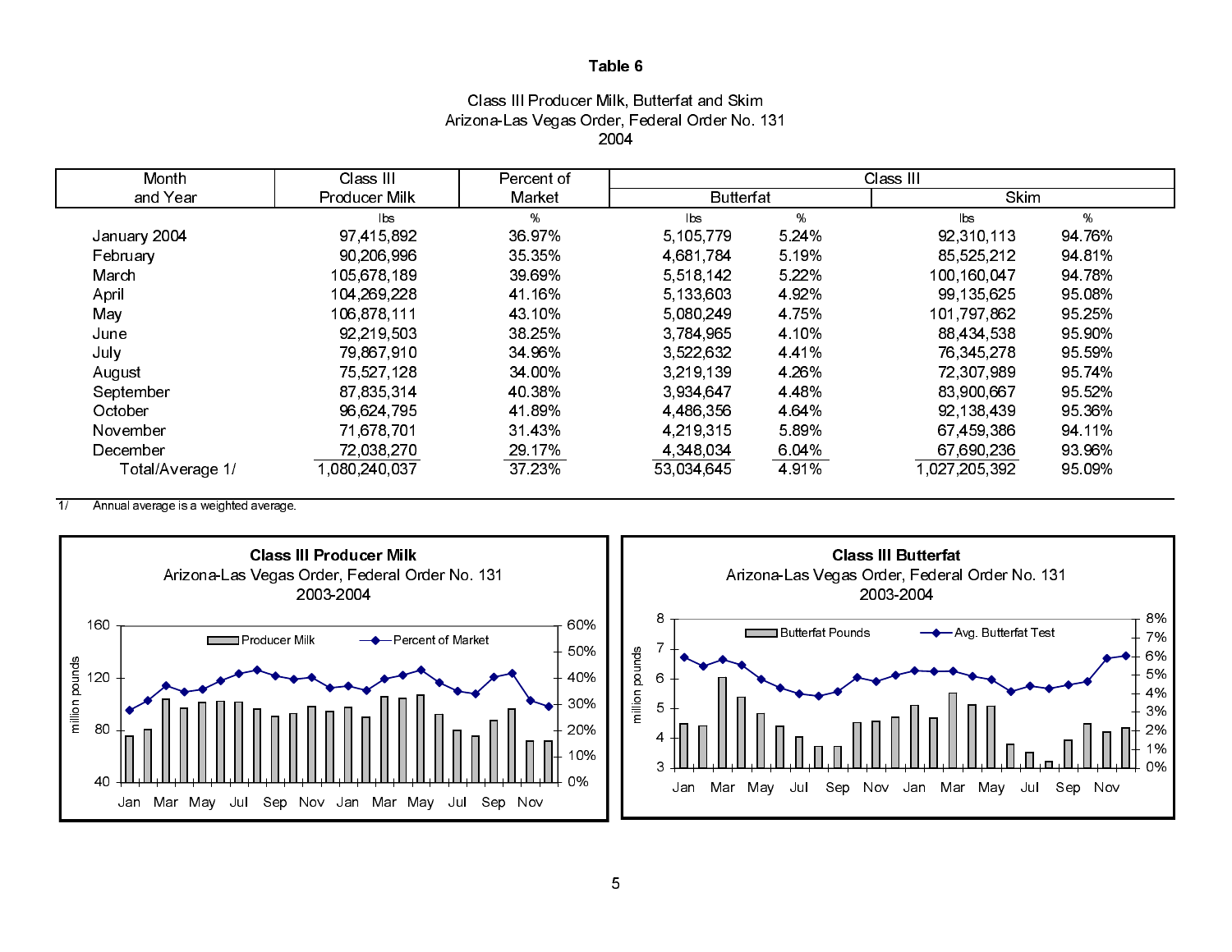**Table 6**

Class III Producer Milk, Butterfat and Skim
Arizona-Las Vegas Order, Federal Order No. 131
2004

| Month and Year | Class III Producer Milk | Percent of Market | Class III Butterfat | | Class III Skim | |
|---|---|---|---|---|---|---|
| | lbs | % | lbs | % | lbs | % |
| January 2004 | 97,415,892 | 36.97% | 5,105,779 | 5.24% | 92,310,113 | 94.76% |
| February | 90,206,996 | 35.35% | 4,681,784 | 5.19% | 85,525,212 | 94.81% |
| March | 105,678,189 | 39.69% | 5,518,142 | 5.22% | 100,160,047 | 94.78% |
| April | 104,269,228 | 41.16% | 5,133,603 | 4.92% | 99,135,625 | 95.08% |
| May | 106,878,111 | 43.10% | 5,080,249 | 4.75% | 101,797,862 | 95.25% |
| June | 92,219,503 | 38.25% | 3,784,965 | 4.10% | 88,434,538 | 95.90% |
| July | 79,867,910 | 34.96% | 3,522,632 | 4.41% | 76,345,278 | 95.59% |
| August | 75,527,128 | 34.00% | 3,219,139 | 4.26% | 72,307,989 | 95.74% |
| September | 87,835,314 | 40.38% | 3,934,647 | 4.48% | 83,900,667 | 95.52% |
| October | 96,624,795 | 41.89% | 4,486,356 | 4.64% | 92,138,439 | 95.36% |
| November | 71,678,701 | 31.43% | 4,219,315 | 5.89% | 67,459,386 | 94.11% |
| December | 72,038,270 | 29.17% | 4,348,034 | 6.04% | 67,690,236 | 93.96% |
| Total/Average 1/ | 1,080,240,037 | 37.23% | 53,034,645 | 4.91% | 1,027,205,392 | 95.09% |

1/ Annual average is a weighted average.

**Class III Producer Milk**
Arizona-Las Vegas Order, Federal Order No. 131
2003-2004

**Class III Butterfat**
Arizona-Las Vegas Order, Federal Order No. 131
2003-2004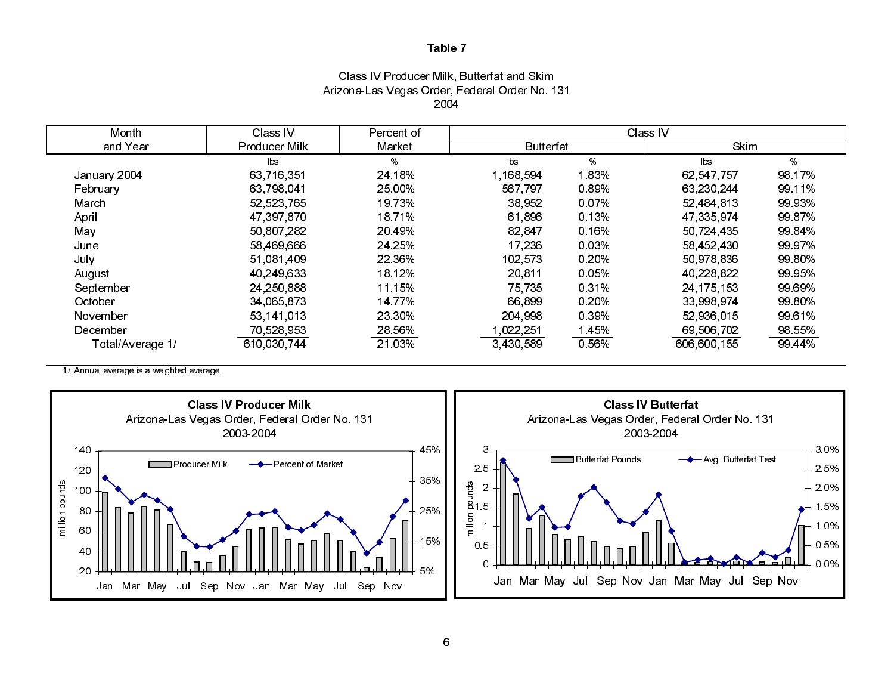# Table 7

Class IV Producer Milk, Butterfat and Skim
Arizona-Las Vegas Order, Federal Order No. 131
2004

| Month and Year | Class IV Producer Milk | Percent of Market | Class IV Butterfat | | Class IV Skim | |
|---|---|---|---|---|---|---|
| | lbs | % | lbs | % | lbs | % |
| January 2004 | 63,716,351 | 24.18% | 1,168,594 | 1.83% | 62,547,757 | 98.17% |
| February | 63,798,041 | 25.00% | 567,797 | 0.89% | 63,230,244 | 99.11% |
| March | 52,523,765 | 19.73% | 38,952 | 0.07% | 52,484,813 | 99.93% |
| April | 47,397,870 | 18.71% | 61,896 | 0.13% | 47,335,974 | 99.87% |
| May | 50,807,282 | 20.49% | 82,847 | 0.16% | 50,724,435 | 99.84% |
| June | 58,469,666 | 24.25% | 17,236 | 0.03% | 58,452,430 | 99.97% |
| July | 51,081,409 | 22.36% | 102,573 | 0.20% | 50,978,836 | 99.80% |
| August | 40,249,633 | 18.12% | 20,811 | 0.05% | 40,228,822 | 99.95% |
| September | 24,250,888 | 11.15% | 75,735 | 0.31% | 24,175,153 | 99.69% |
| October | 34,065,873 | 14.77% | 66,899 | 0.20% | 33,998,974 | 99.80% |
| November | 53,141,013 | 23.30% | 204,998 | 0.39% | 52,936,015 | 99.61% |
| December | 70,528,953 | 28.56% | 1,022,251 | 1.45% | 69,506,702 | 98.55% |
| Total/Average 1/ | 610,030,744 | 21.03% | 3,430,589 | 0.56% | 606,600,155 | 99.44% |

1/ Annual average is a weighted average.

**Class IV Producer Milk**
Arizona-Las Vegas Order, Federal Order No. 131
2003-2004

**Class IV Butterfat**
Arizona-Las Vegas Order, Federal Order No. 131
2003-2004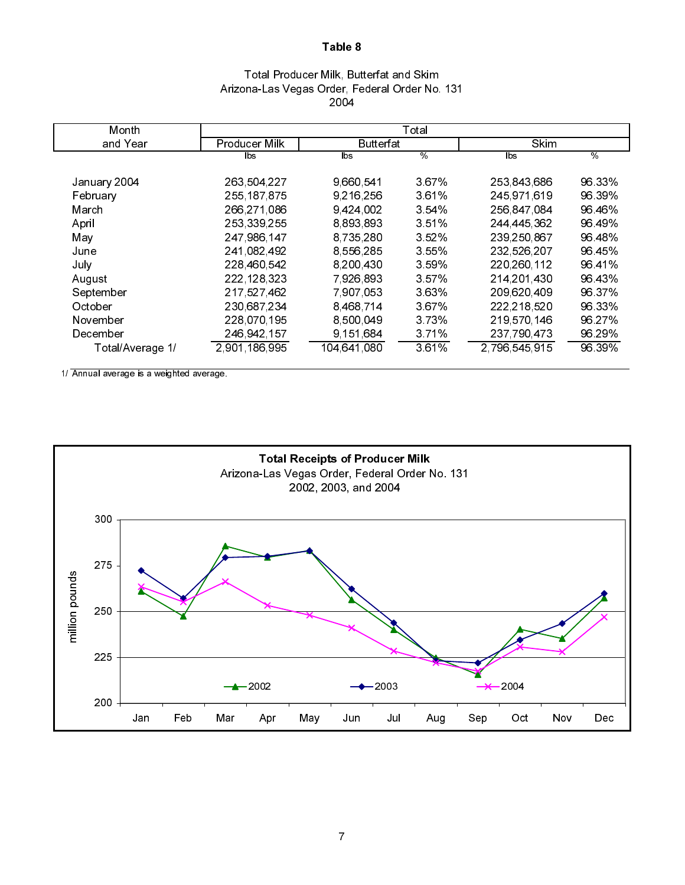# Table 8

Total Producer Milk, Butterfat and Skim
Arizona-Las Vegas Order, Federal Order No. 131
2004

| Month and Year | Total | | | | |
|---|---|---|---|---|---|
| | Producer Milk | Butterfat | | Skim | |
| | lbs | lbs | % | lbs | % |
| January 2004 | 263,504,227 | 9,660,541 | 3.67% | 253,843,686 | 96.33% |
| February | 255,187,875 | 9,216,256 | 3.61% | 245,971,619 | 96.39% |
| March | 266,271,086 | 9,424,002 | 3.54% | 256,847,084 | 96.46% |
| April | 253,339,255 | 8,893,893 | 3.51% | 244,445,362 | 96.49% |
| May | 247,986,147 | 8,735,280 | 3.52% | 239,250,867 | 96.48% |
| June | 241,082,492 | 8,556,285 | 3.55% | 232,526,207 | 96.45% |
| July | 228,460,542 | 8,200,430 | 3.59% | 220,260,112 | 96.41% |
| August | 222,128,323 | 7,926,893 | 3.57% | 214,201,430 | 96.43% |
| September | 217,527,462 | 7,907,053 | 3.63% | 209,620,409 | 96.37% |
| October | 230,687,234 | 8,468,714 | 3.67% | 222,218,520 | 96.33% |
| November | 228,070,195 | 8,500,049 | 3.73% | 219,570,146 | 96.27% |
| December | 246,942,157 | 9,151,684 | 3.71% | 237,790,473 | 96.29% |
| Total/Average 1/ | 2,901,186,995 | 104,641,080 | 3.61% | 2,796,545,915 | 96.39% |

1/ Annual average is a weighted average.

**Total Receipts of Producer Milk**
Arizona-Las Vegas Order, Federal Order No. 131
2002, 2003, and 2004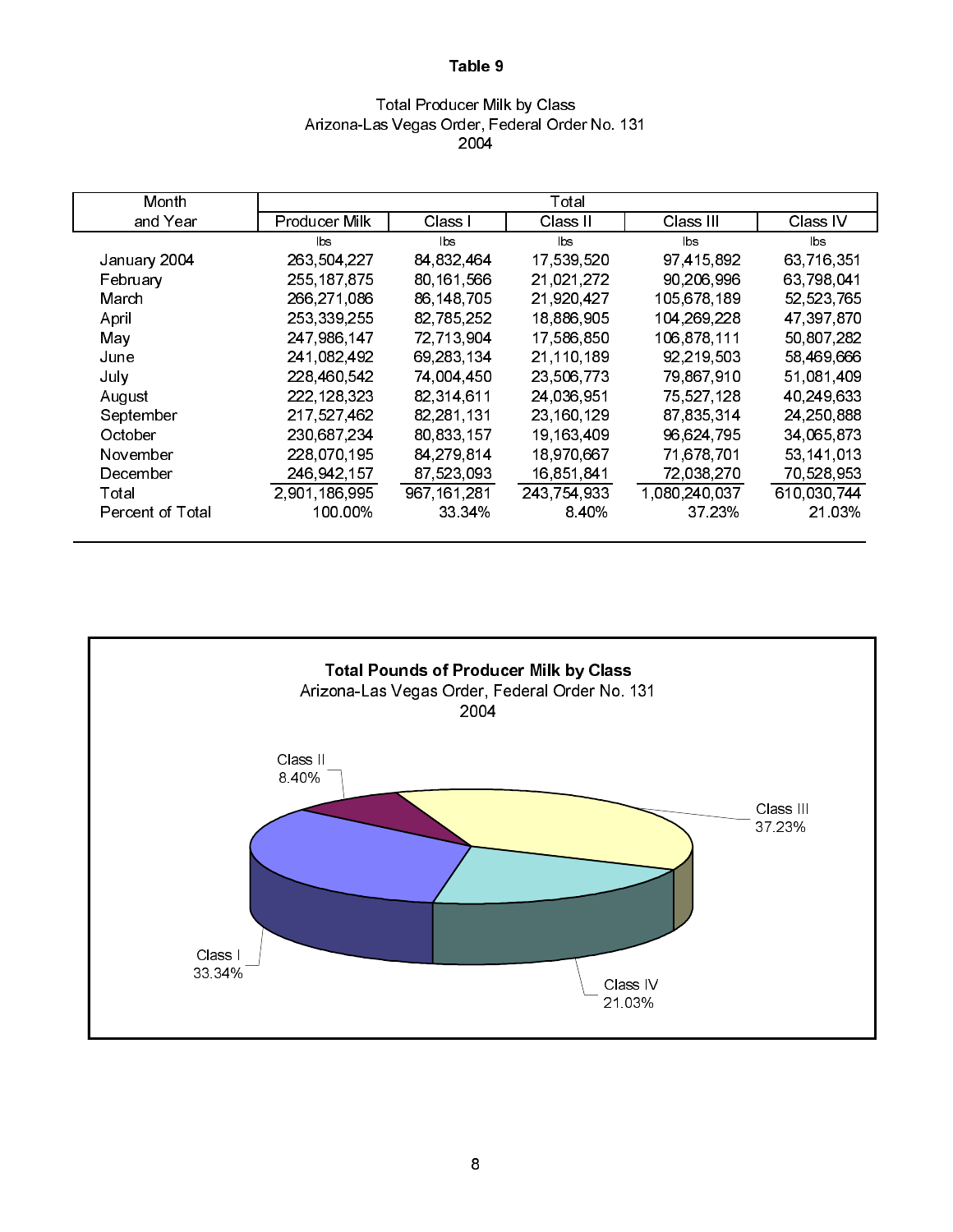# Table 9

Total Producer Milk by Class
Arizona-Las Vegas Order, Federal Order No. 131
2004

| Month and Year | Total | | | | |
|---|---|---|---|---|---|
| | Producer Milk | Class I | Class II | Class III | Class IV |
| | lbs | lbs | lbs | lbs | lbs |
| January 2004 | 263,504,227 | 84,832,464 | 17,539,520 | 97,415,892 | 63,716,351 |
| February | 255,187,875 | 80,161,566 | 21,021,272 | 90,206,996 | 63,798,041 |
| March | 266,271,086 | 86,148,705 | 21,920,427 | 105,678,189 | 52,523,765 |
| April | 253,339,255 | 82,785,252 | 18,886,905 | 104,269,228 | 47,397,870 |
| May | 247,986,147 | 72,713,904 | 17,586,850 | 106,878,111 | 50,807,282 |
| June | 241,082,492 | 69,283,134 | 21,110,189 | 92,219,503 | 58,469,666 |
| July | 228,460,542 | 74,004,450 | 23,506,773 | 79,867,910 | 51,081,409 |
| August | 222,128,323 | 82,314,611 | 24,036,951 | 75,527,128 | 40,249,633 |
| September | 217,527,462 | 82,281,131 | 23,160,129 | 87,835,314 | 24,250,888 |
| October | 230,687,234 | 80,833,157 | 19,163,409 | 96,624,795 | 34,065,873 |
| November | 228,070,195 | 84,279,814 | 18,970,667 | 71,678,701 | 53,141,013 |
| December | 246,942,157 | 87,523,093 | 16,851,841 | 72,038,270 | 70,528,953 |
| Total | 2,901,186,995 | 967,161,281 | 243,754,933 | 1,080,240,037 | 610,030,744 |
| Percent of Total | 100.00% | 33.34% | 8.40% | 37.23% | 21.03% |

**Total Pounds of Producer Milk by Class**
Arizona-Las Vegas Order, Federal Order No. 131
2004

Class I 33.34%
Class II 8.40%
Class III 37.23%
Class IV 21.03%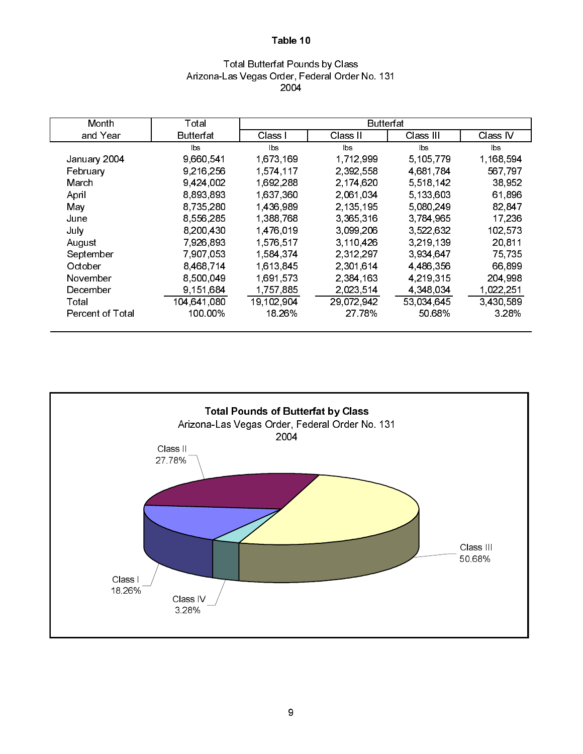**Table 10**

Total Butterfat Pounds by Class
Arizona-Las Vegas Order, Federal Order No. 131
2004

| Month and Year | Total Butterfat | Butterfat | | | |
|---|---|---|---|---|---|
| | | Class I | Class II | Class III | Class IV |
| | lbs | lbs | lbs | lbs | lbs |
| January 2004 | 9,660,541 | 1,673,169 | 1,712,999 | 5,105,779 | 1,168,594 |
| February | 9,216,256 | 1,574,117 | 2,392,558 | 4,681,784 | 567,797 |
| March | 9,424,002 | 1,692,288 | 2,174,620 | 5,518,142 | 38,952 |
| April | 8,893,893 | 1,637,360 | 2,061,034 | 5,133,603 | 61,896 |
| May | 8,735,280 | 1,436,989 | 2,135,195 | 5,080,249 | 82,847 |
| June | 8,556,285 | 1,388,768 | 3,365,316 | 3,784,965 | 17,236 |
| July | 8,200,430 | 1,476,019 | 3,099,206 | 3,522,632 | 102,573 |
| August | 7,926,893 | 1,576,517 | 3,110,426 | 3,219,139 | 20,811 |
| September | 7,907,053 | 1,584,374 | 2,312,297 | 3,934,647 | 75,735 |
| October | 8,468,714 | 1,613,845 | 2,301,614 | 4,486,356 | 66,899 |
| November | 8,500,049 | 1,691,573 | 2,384,163 | 4,219,315 | 204,998 |
| December | 9,151,684 | 1,757,885 | 2,023,514 | 4,348,034 | 1,022,251 |
| Total | 104,641,080 | 19,102,904 | 29,072,942 | 53,034,645 | 3,430,589 |
| Percent of Total | 100.00% | 18.26% | 27.78% | 50.68% | 3.28% |

**Total Pounds of Butterfat by Class**
Arizona-Las Vegas Order, Federal Order No. 131
2004

Class I 18.26%
Class II 27.78%
Class III 50.68%
Class IV 3.28%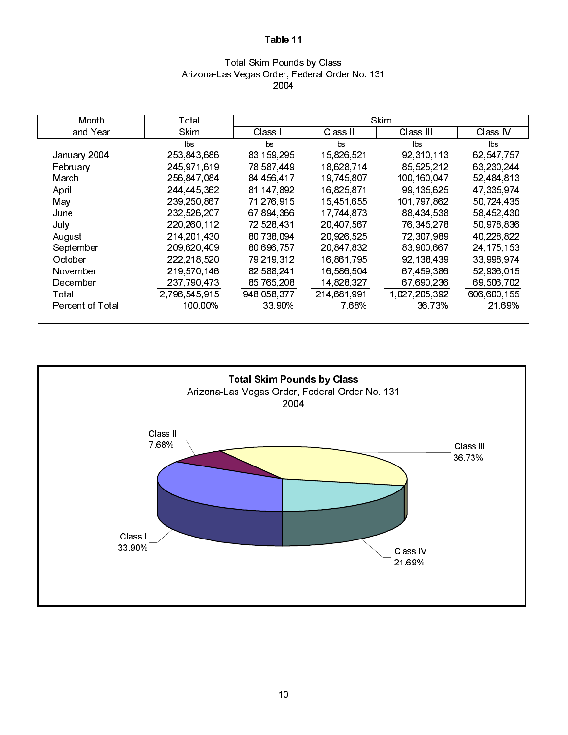**Table 11**

Total Skim Pounds by Class
Arizona-Las Vegas Order, Federal Order No. 131
2004

| Month and Year | Total Skim | Skim | | | |
|---|---|---|---|---|---|
| | | Class I | Class II | Class III | Class IV |
| | lbs | lbs | lbs | lbs | lbs |
| January 2004 | 253,843,686 | 83,159,295 | 15,826,521 | 92,310,113 | 62,547,757 |
| February | 245,971,619 | 78,587,449 | 18,628,714 | 85,525,212 | 63,230,244 |
| March | 256,847,084 | 84,456,417 | 19,745,807 | 100,160,047 | 52,484,813 |
| April | 244,445,362 | 81,147,892 | 16,825,871 | 99,135,625 | 47,335,974 |
| May | 239,250,867 | 71,276,915 | 15,451,655 | 101,797,862 | 50,724,435 |
| June | 232,526,207 | 67,894,366 | 17,744,873 | 88,434,538 | 58,452,430 |
| July | 220,260,112 | 72,528,431 | 20,407,567 | 76,345,278 | 50,978,836 |
| August | 214,201,430 | 80,738,094 | 20,926,525 | 72,307,989 | 40,228,822 |
| September | 209,620,409 | 80,696,757 | 20,847,832 | 83,900,667 | 24,175,153 |
| October | 222,218,520 | 79,219,312 | 16,861,795 | 92,138,439 | 33,998,974 |
| November | 219,570,146 | 82,588,241 | 16,586,504 | 67,459,386 | 52,936,015 |
| December | 237,790,473 | 85,765,208 | 14,828,327 | 67,690,236 | 69,506,702 |
| Total | 2,796,545,915 | 948,058,377 | 214,681,991 | 1,027,205,392 | 606,600,155 |
| Percent of Total | 100.00% | 33.90% | 7.68% | 36.73% | 21.69% |

**Total Skim Pounds by Class**
Arizona-Las Vegas Order, Federal Order No. 131
2004

Class I 33.90%; Class II 7.68%; Class III 36.73%; Class IV 21.69%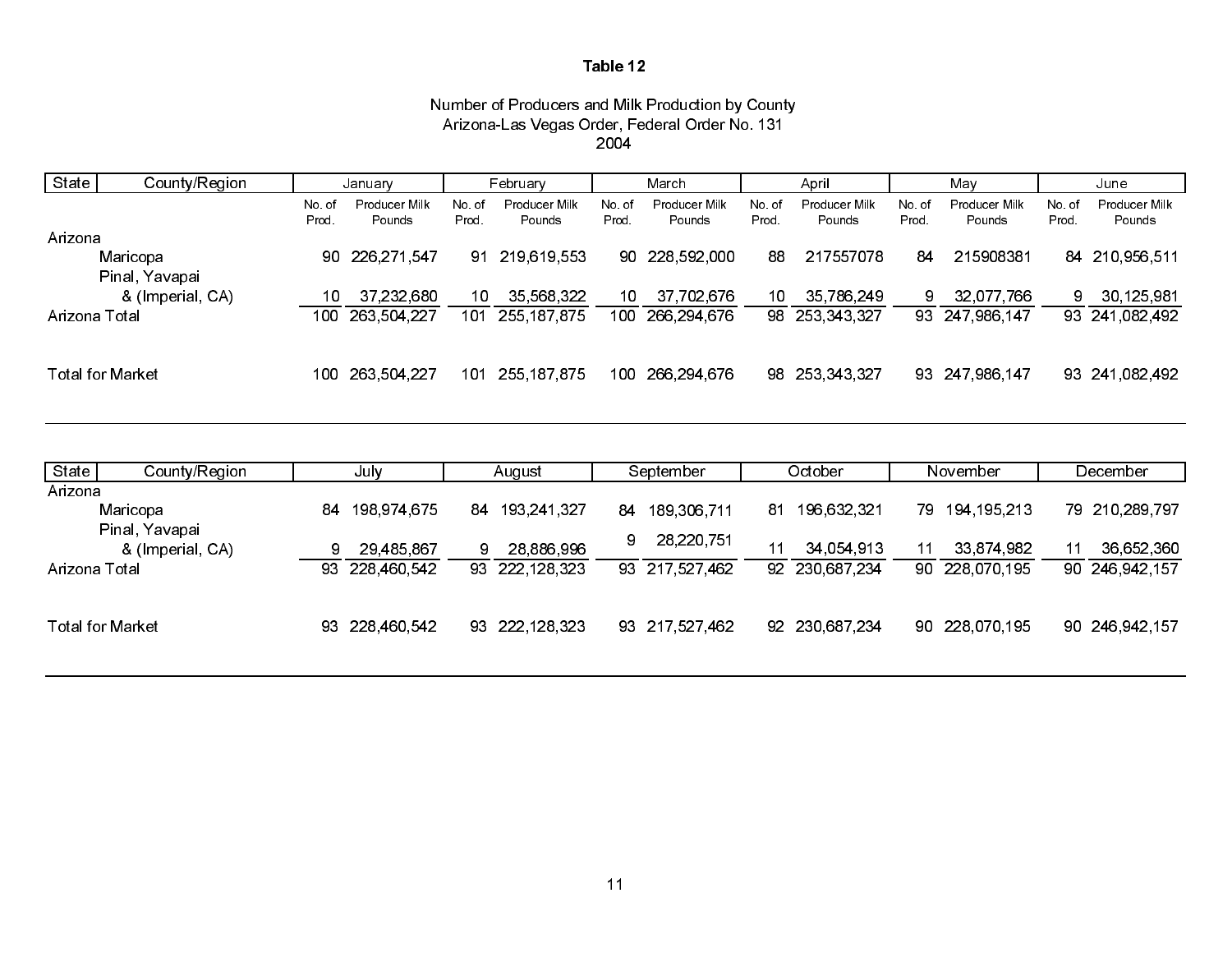**Table 12**

Number of Producers and Milk Production by County
Arizona-Las Vegas Order, Federal Order No. 131
2004

| State | County/Region | January | | February | | March | | April | | May | | June | |
|---|---|---|---|---|---|---|---|---|---|---|---|---|---|
| | | No. of Prod. | Producer Milk Pounds | No. of Prod. | Producer Milk Pounds | No. of Prod. | Producer Milk Pounds | No. of Prod. | Producer Milk Pounds | No. of Prod. | Producer Milk Pounds | No. of Prod. | Producer Milk Pounds |
| Arizona | | | | | | | | | | | | | |
| | Maricopa | 90 | 226,271,547 | 91 | 219,619,553 | 90 | 228,592,000 | 88 | 217557078 | 84 | 215908381 | 84 | 210,956,511 |
| | Pinal, Yavapai & (Imperial, CA) | 10 | 37,232,680 | 10 | 35,568,322 | 10 | 37,702,676 | 10 | 35,786,249 | 9 | 32,077,766 | 9 | 30,125,981 |
| Arizona Total | | 100 | 263,504,227 | 101 | 255,187,875 | 100 | 266,294,676 | 98 | 253,343,327 | 93 | 247,986,147 | 93 | 241,082,492 |
| Total for Market | | 100 | 263,504,227 | 101 | 255,187,875 | 100 | 266,294,676 | 98 | 253,343,327 | 93 | 247,986,147 | 93 | 241,082,492 |

| State | County/Region | July | | August | | September | | October | | November | | December | |
|---|---|---|---|---|---|---|---|---|---|---|---|---|---|
| Arizona | | | | | | | | | | | | | |
| | Maricopa | 84 | 198,974,675 | 84 | 193,241,327 | 84 | 189,306,711 | 81 | 196,632,321 | 79 | 194,195,213 | 79 | 210,289,797 |
| | Pinal, Yavapai & (Imperial, CA) | 9 | 29,485,867 | 9 | 28,886,996 | 9 | 28,220,751 | 11 | 34,054,913 | 11 | 33,874,982 | 11 | 36,652,360 |
| Arizona Total | | 93 | 228,460,542 | 93 | 222,128,323 | 93 | 217,527,462 | 92 | 230,687,234 | 90 | 228,070,195 | 90 | 246,942,157 |
| Total for Market | | 93 | 228,460,542 | 93 | 222,128,323 | 93 | 217,527,462 | 92 | 230,687,234 | 90 | 228,070,195 | 90 | 246,942,157 |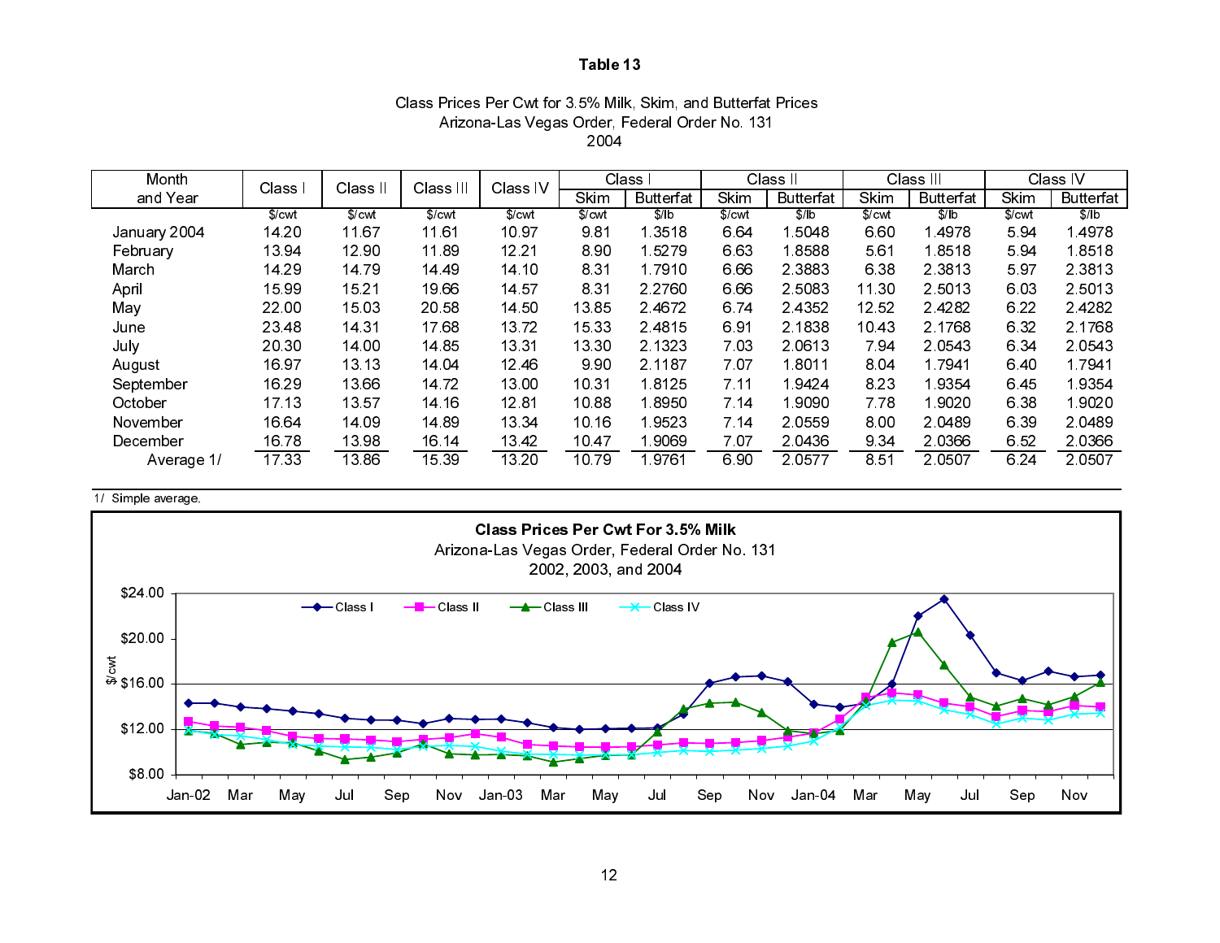## Table 13

Class Prices Per Cwt for 3.5% Milk, Skim, and Butterfat Prices
Arizona-Las Vegas Order, Federal Order No. 131
2004

| Month and Year | Class I | Class II | Class III | Class IV | Class I | | Class II | | Class III | | Class IV | |
|---|---|---|---|---|---|---|---|---|---|---|---|---|
| | | | | | Skim | Butterfat | Skim | Butterfat | Skim | Butterfat | Skim | Butterfat |
| | $/cwt | $/cwt | $/cwt | $/cwt | $/cwt | $/lb | $/cwt | $/lb | $/cwt | $/lb | $/cwt | $/lb |
| January 2004 | 14.20 | 11.67 | 11.61 | 10.97 | 9.81 | 1.3518 | 6.64 | 1.5048 | 6.60 | 1.4978 | 5.94 | 1.4978 |
| February | 13.94 | 12.90 | 11.89 | 12.21 | 8.90 | 1.5279 | 6.63 | 1.8588 | 5.61 | 1.8518 | 5.94 | 1.8518 |
| March | 14.29 | 14.79 | 14.49 | 14.10 | 8.31 | 1.7910 | 6.66 | 2.3883 | 6.38 | 2.3813 | 5.97 | 2.3813 |
| April | 15.99 | 15.21 | 19.66 | 14.57 | 8.31 | 2.2760 | 6.66 | 2.5083 | 11.30 | 2.5013 | 6.03 | 2.5013 |
| May | 22.00 | 15.03 | 20.58 | 14.50 | 13.85 | 2.4672 | 6.74 | 2.4352 | 12.52 | 2.4282 | 6.22 | 2.4282 |
| June | 23.48 | 14.31 | 17.68 | 13.72 | 15.33 | 2.4815 | 6.91 | 2.1838 | 10.43 | 2.1768 | 6.32 | 2.1768 |
| July | 20.30 | 14.00 | 14.85 | 13.31 | 13.30 | 2.1323 | 7.03 | 2.0613 | 7.94 | 2.0543 | 6.34 | 2.0543 |
| August | 16.97 | 13.13 | 14.04 | 12.46 | 9.90 | 2.1187 | 7.07 | 1.8011 | 8.04 | 1.7941 | 6.40 | 1.7941 |
| September | 16.29 | 13.66 | 14.72 | 13.00 | 10.31 | 1.8125 | 7.11 | 1.9424 | 8.23 | 1.9354 | 6.45 | 1.9354 |
| October | 17.13 | 13.57 | 14.16 | 12.81 | 10.88 | 1.8950 | 7.14 | 1.9090 | 7.78 | 1.9020 | 6.38 | 1.9020 |
| November | 16.64 | 14.09 | 14.89 | 13.34 | 10.16 | 1.9523 | 7.14 | 2.0559 | 8.00 | 2.0489 | 6.39 | 2.0489 |
| December | 16.78 | 13.98 | 16.14 | 13.42 | 10.47 | 1.9069 | 7.07 | 2.0436 | 9.34 | 2.0366 | 6.52 | 2.0366 |
| Average 1/ | 17.33 | 13.86 | 15.39 | 13.20 | 10.79 | 1.9761 | 6.90 | 2.0577 | 8.51 | 2.0507 | 6.24 | 2.0507 |

1/ Simple average.

**Class Prices Per Cwt For 3.5% Milk**
Arizona-Las Vegas Order, Federal Order No. 131
2002, 2003, and 2004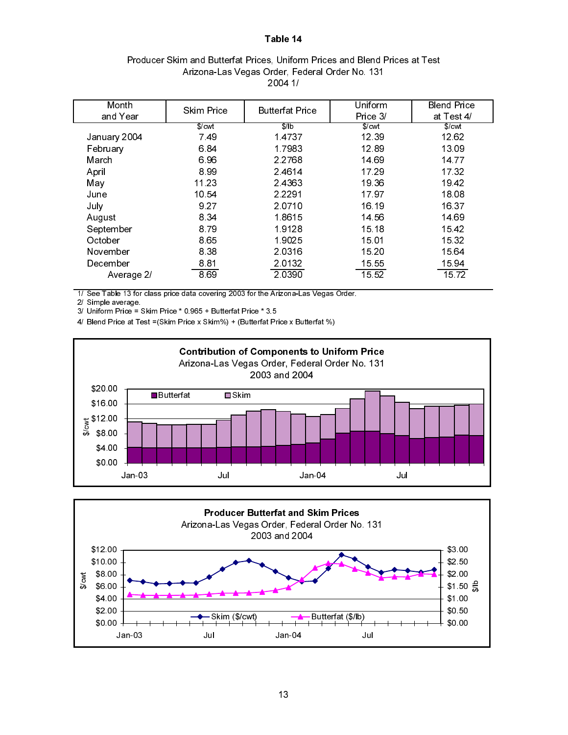**Table 14**

Producer Skim and Butterfat Prices, Uniform Prices and Blend Prices at Test
Arizona-Las Vegas Order, Federal Order No. 131
2004 1/

| Month and Year | Skim Price | Butterfat Price | Uniform Price 3/ | Blend Price at Test 4/ |
|---|---|---|---|---|
| | $/cwt | $/lb | $/cwt | $/cwt |
| January 2004 | 7.49 | 1.4737 | 12.39 | 12.62 |
| February | 6.84 | 1.7983 | 12.89 | 13.09 |
| March | 6.96 | 2.2768 | 14.69 | 14.77 |
| April | 8.99 | 2.4614 | 17.29 | 17.32 |
| May | 11.23 | 2.4363 | 19.36 | 19.42 |
| June | 10.54 | 2.2291 | 17.97 | 18.08 |
| July | 9.27 | 2.0710 | 16.19 | 16.37 |
| August | 8.34 | 1.8615 | 14.56 | 14.69 |
| September | 8.79 | 1.9128 | 15.18 | 15.42 |
| October | 8.65 | 1.9025 | 15.01 | 15.32 |
| November | 8.38 | 2.0316 | 15.20 | 15.64 |
| December | 8.81 | 2.0132 | 15.55 | 15.94 |
| Average 2/ | 8.69 | 2.0390 | 15.52 | 15.72 |

1/ See Table 13 for class price data covering 2003 for the Arizona-Las Vegas Order.
2/ Simple average.
3/ Uniform Price = Skim Price * 0.965 + Butterfat Price * 3.5
4/ Blend Price at Test =(Skim Price x Skim%) + (Butterfat Price x Butterfat %)

**Contribution of Components to Uniform Price**
Arizona-Las Vegas Order, Federal Order No. 131
2003 and 2004

**Producer Butterfat and Skim Prices**
Arizona-Las Vegas Order, Federal Order No. 131
2003 and 2004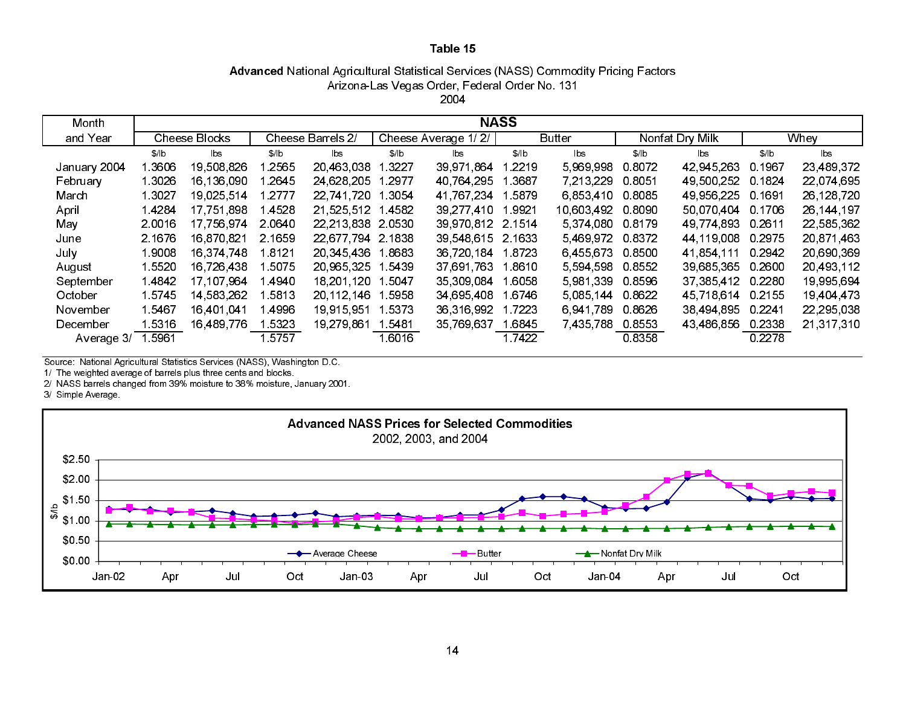**Table 15**

**Advanced** National Agricultural Statistical Services (NASS) Commodity Pricing Factors
Arizona-Las Vegas Order, Federal Order No. 131
2004

| Month and Year | NASS | | | | | | | | | | | |
|---|---|---|---|---|---|---|---|---|---|---|---|---|
| | Cheese Blocks | | Cheese Barrels 2/ | | Cheese Average 1/ 2/ | | Butter | | Nonfat Dry Milk | | Whey | |
| | $/lb | lbs | $/lb | lbs | $/lb | lbs | $/lb | lbs | $/lb | lbs | $/lb | lbs |
| January 2004 | 1.3606 | 19,508,826 | 1.2565 | 20,463,038 | 1.3227 | 39,971,864 | 1.2219 | 5,969,998 | 0.8072 | 42,945,263 | 0.1967 | 23,489,372 |
| February | 1.3026 | 16,136,090 | 1.2645 | 24,628,205 | 1.2977 | 40,764,295 | 1.3687 | 7,213,229 | 0.8051 | 49,500,252 | 0.1824 | 22,074,695 |
| March | 1.3027 | 19,025,514 | 1.2777 | 22,741,720 | 1.3054 | 41,767,234 | 1.5879 | 6,853,410 | 0.8085 | 49,956,225 | 0.1691 | 26,128,720 |
| April | 1.4284 | 17,751,898 | 1.4528 | 21,525,512 | 1.4582 | 39,277,410 | 1.9921 | 10,603,492 | 0.8090 | 50,070,404 | 0.1706 | 26,144,197 |
| May | 2.0016 | 17,756,974 | 2.0640 | 22,213,838 | 2.0530 | 39,970,812 | 2.1514 | 5,374,080 | 0.8179 | 49,774,893 | 0.2611 | 22,585,362 |
| June | 2.1676 | 16,870,821 | 2.1659 | 22,677,794 | 2.1838 | 39,548,615 | 2.1633 | 5,469,972 | 0.8372 | 44,119,008 | 0.2975 | 20,871,463 |
| July | 1.9008 | 16,374,748 | 1.8121 | 20,345,436 | 1.8683 | 36,720,184 | 1.8723 | 6,455,673 | 0.8500 | 41,854,111 | 0.2942 | 20,690,369 |
| August | 1.5520 | 16,726,438 | 1.5075 | 20,965,325 | 1.5439 | 37,691,763 | 1.8610 | 5,594,598 | 0.8552 | 39,685,365 | 0.2600 | 20,493,112 |
| September | 1.4842 | 17,107,964 | 1.4940 | 18,201,120 | 1.5047 | 35,309,084 | 1.6058 | 5,981,339 | 0.8596 | 37,385,412 | 0.2280 | 19,995,694 |
| October | 1.5745 | 14,583,262 | 1.5813 | 20,112,146 | 1.5958 | 34,695,408 | 1.6746 | 5,085,144 | 0.8622 | 45,718,614 | 0.2155 | 19,404,473 |
| November | 1.5467 | 16,401,041 | 1.4996 | 19,915,951 | 1.5373 | 36,316,992 | 1.7223 | 6,941,789 | 0.8626 | 38,494,895 | 0.2241 | 22,295,038 |
| December | 1.5316 | 16,489,776 | 1.5323 | 19,279,861 | 1.5481 | 35,769,637 | 1.6845 | 7,435,788 | 0.8553 | 43,486,856 | 0.2338 | 21,317,310 |
| Average 3/ | 1.5961 | | 1.5757 | | 1.6016 | | 1.7422 | | 0.8358 | | 0.2278 | |

Source: National Agricultural Statistics Services (NASS), Washington D.C.
1/ The weighted average of barrels plus three cents and blocks.
2/ NASS barrels changed from 39% moisture to 38% moisture, January 2001.
3/ Simple Average.

**Advanced NASS Prices for Selected Commodities**
2002, 2003, and 2004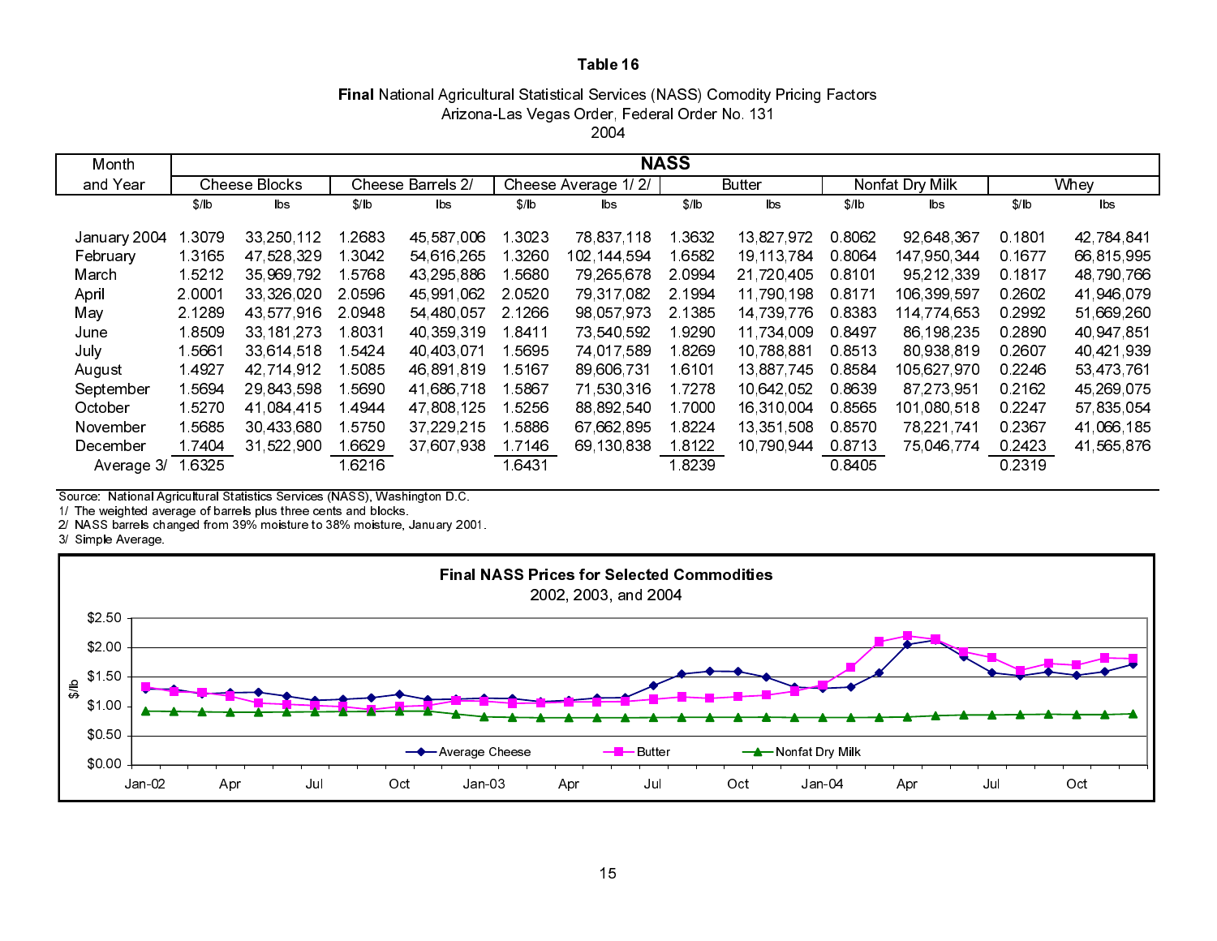# Table 16

**Final** National Agricultural Statistical Services (NASS) Comodity Pricing Factors
Arizona-Las Vegas Order, Federal Order No. 131
2004

| Month and Year | NASS | | | | | | | | | | | |
|---|---|---|---|---|---|---|---|---|---|---|---|---|
| | Cheese Blocks | | Cheese Barrels 2/ | | Cheese Average 1/ 2/ | | Butter | | Nonfat Dry Milk | | Whey | |
| | $/lb | lbs | $/lb | lbs | $/lb | lbs | $/lb | lbs | $/lb | lbs | $/lb | lbs |
| January 2004 | 1.3079 | 33,250,112 | 1.2683 | 45,587,006 | 1.3023 | 78,837,118 | 1.3632 | 13,827,972 | 0.8062 | 92,648,367 | 0.1801 | 42,784,841 |
| February | 1.3165 | 47,528,329 | 1.3042 | 54,616,265 | 1.3260 | 102,144,594 | 1.6582 | 19,113,784 | 0.8064 | 147,950,344 | 0.1677 | 66,815,995 |
| March | 1.5212 | 35,969,792 | 1.5768 | 43,295,886 | 1.5680 | 79,265,678 | 2.0994 | 21,720,405 | 0.8101 | 95,212,339 | 0.1817 | 48,790,766 |
| April | 2.0001 | 33,326,020 | 2.0596 | 45,991,062 | 2.0520 | 79,317,082 | 2.1994 | 11,790,198 | 0.8171 | 106,399,597 | 0.2602 | 41,946,079 |
| May | 2.1289 | 43,577,916 | 2.0948 | 54,480,057 | 2.1266 | 98,057,973 | 2.1385 | 14,739,776 | 0.8383 | 114,774,653 | 0.2992 | 51,669,260 |
| June | 1.8509 | 33,181,273 | 1.8031 | 40,359,319 | 1.8411 | 73,540,592 | 1.9290 | 11,734,009 | 0.8497 | 86,198,235 | 0.2890 | 40,947,851 |
| July | 1.5661 | 33,614,518 | 1.5424 | 40,403,071 | 1.5695 | 74,017,589 | 1.8269 | 10,788,881 | 0.8513 | 80,938,819 | 0.2607 | 40,421,939 |
| August | 1.4927 | 42,714,912 | 1.5085 | 46,891,819 | 1.5167 | 89,606,731 | 1.6101 | 13,887,745 | 0.8584 | 105,627,970 | 0.2246 | 53,473,761 |
| September | 1.5694 | 29,843,598 | 1.5690 | 41,686,718 | 1.5867 | 71,530,316 | 1.7278 | 10,642,052 | 0.8639 | 87,273,951 | 0.2162 | 45,269,075 |
| October | 1.5270 | 41,084,415 | 1.4944 | 47,808,125 | 1.5256 | 88,892,540 | 1.7000 | 16,310,004 | 0.8565 | 101,080,518 | 0.2247 | 57,835,054 |
| November | 1.5685 | 30,433,680 | 1.5750 | 37,229,215 | 1.5886 | 67,662,895 | 1.8224 | 13,351,508 | 0.8570 | 78,221,741 | 0.2367 | 41,066,185 |
| December | 1.7404 | 31,522,900 | 1.6629 | 37,607,938 | 1.7146 | 69,130,838 | 1.8122 | 10,790,944 | 0.8713 | 75,046,774 | 0.2423 | 41,565,876 |
| Average 3/ | 1.6325 | | 1.6216 | | 1.6431 | | 1.8239 | | 0.8405 | | 0.2319 | |

Source: National Agricultural Statistics Services (NASS), Washington D.C.
1/ The weighted average of barrels plus three cents and blocks.
2/ NASS barrels changed from 39% moisture to 38% moisture, January 2001.
3/ Simple Average.

**Final NASS Prices for Selected Commodities**
2002, 2003, and 2004

$/lb
$2.50
$2.00
$1.50
$1.00
$0.50
$0.00
Jan-02 Apr Jul Oct Jan-03 Apr Jul Oct Jan-04 Apr Jul Oct

Average Cheese
Butter
Nonfat Dry Milk